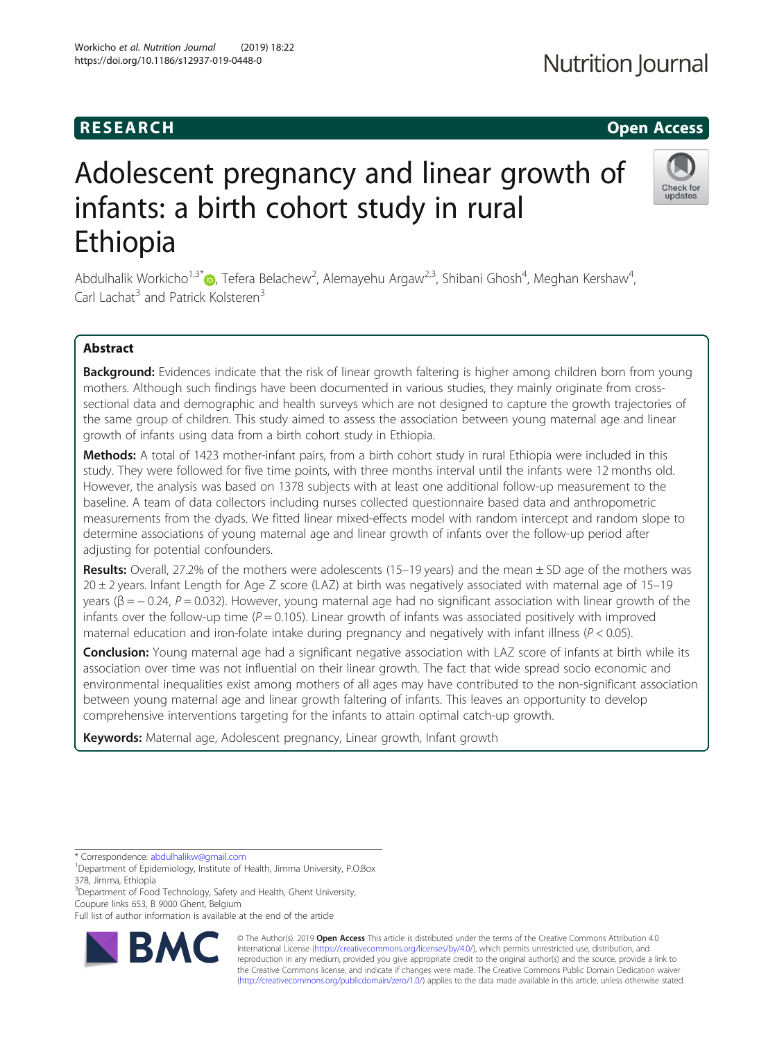# RESEARCH Open Access

# Adolescent pregnancy and linear growth of infants: a birth cohort study in rural Ethiopia

Abdulhalik Workicho[1,3*], Tefera Belachew[2], Alemayehu Argaw[2,3], Shibani Ghosh[4], Meghan Kershaw[4], Carl Lachat[3] and Patrick Kolsteren[3]

## Abstract

**Background:** Evidences indicate that the risk of linear growth faltering is higher among children born from young mothers. Although such findings have been documented in various studies, they mainly originate from cross-sectional data and demographic and health surveys which are not designed to capture the growth trajectories of the same group of children. This study aimed to assess the association between young maternal age and linear growth of infants using data from a birth cohort study in Ethiopia.

**Methods:** A total of 1423 mother-infant pairs, from a birth cohort study in rural Ethiopia were included in this study. They were followed for five time points, with three months interval until the infants were 12 months old. However, the analysis was based on 1378 subjects with at least one additional follow-up measurement to the baseline. A team of data collectors including nurses collected questionnaire based data and anthropometric measurements from the dyads. We fitted linear mixed-effects model with random intercept and random slope to determine associations of young maternal age and linear growth of infants over the follow-up period after adjusting for potential confounders.

**Results:** Overall, 27.2% of the mothers were adolescents (15–19 years) and the mean ± SD age of the mothers was 20 ± 2 years. Infant Length for Age Z score (LAZ) at birth was negatively associated with maternal age of 15–19 years ($\beta = -0.24$, $P = 0.032$). However, young maternal age had no significant association with linear growth of the infants over the follow-up time ($P = 0.105$). Linear growth of infants was associated positively with improved maternal education and iron-folate intake during pregnancy and negatively with infant illness ($P < 0.05$).

**Conclusion:** Young maternal age had a significant negative association with LAZ score of infants at birth while its association over time was not influential on their linear growth. The fact that wide spread socio economic and environmental inequalities exist among mothers of all ages may have contributed to the non-significant association between young maternal age and linear growth faltering of infants. This leaves an opportunity to develop comprehensive interventions targeting for the infants to attain optimal catch-up growth.

**Keywords:** Maternal age, Adolescent pregnancy, Linear growth, Infant growth

---

* Correspondence: abdulhalikw@gmail.com
[1]Department of Epidemiology, Institute of Health, Jimma University, P.O.Box 378, Jimma, Ethiopia
[3]Department of Food Technology, Safety and Health, Ghent University, Coupure links 653, B 9000 Ghent, Belgium
Full list of author information is available at the end of the article

© The Author(s). 2019 **Open Access** This article is distributed under the terms of the Creative Commons Attribution 4.0 International License (https://creativecommons.org/licenses/by/4.0/), which permits unrestricted use, distribution, and reproduction in any medium, provided you give appropriate credit to the original author(s) and the source, provide a link to the Creative Commons license, and indicate if changes were made. The Creative Commons Public Domain Dedication waiver (http://creativecommons.org/publicdomain/zero/1.0/) applies to the data made available in this article, unless otherwise stated.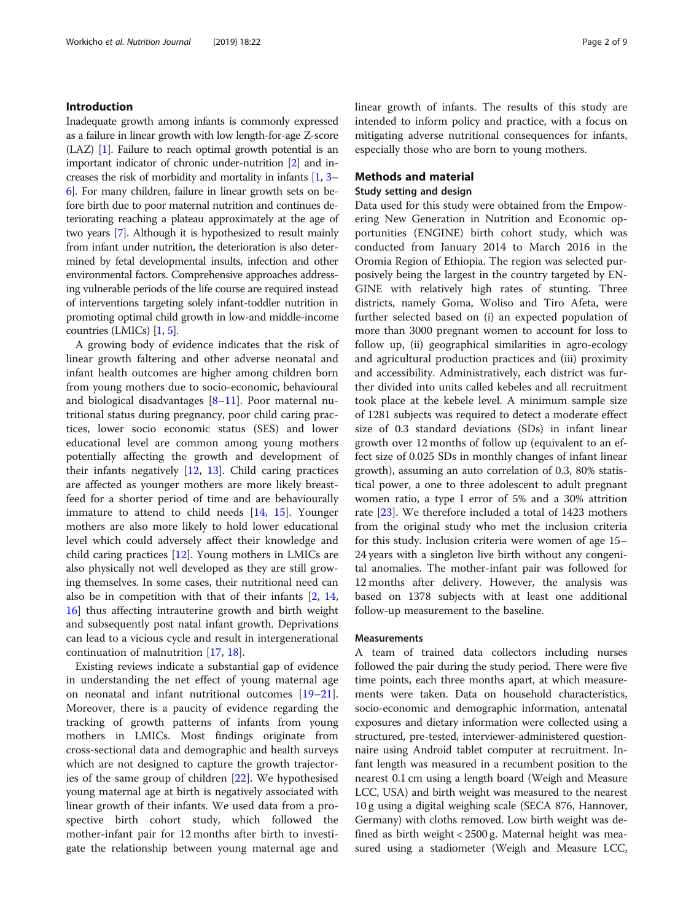## Introduction

Inadequate growth among infants is commonly expressed as a failure in linear growth with low length-for-age Z-score (LAZ) [1]. Failure to reach optimal growth potential is an important indicator of chronic under-nutrition [2] and increases the risk of morbidity and mortality in infants [1, 3–6]. For many children, failure in linear growth sets on before birth due to poor maternal nutrition and continues deteriorating reaching a plateau approximately at the age of two years [7]. Although it is hypothesized to result mainly from infant under nutrition, the deterioration is also determined by fetal developmental insults, infection and other environmental factors. Comprehensive approaches addressing vulnerable periods of the life course are required instead of interventions targeting solely infant-toddler nutrition in promoting optimal child growth in low-and middle-income countries (LMICs) [1, 5].

A growing body of evidence indicates that the risk of linear growth faltering and other adverse neonatal and infant health outcomes are higher among children born from young mothers due to socio-economic, behavioural and biological disadvantages [8–11]. Poor maternal nutritional status during pregnancy, poor child caring practices, lower socio economic status (SES) and lower educational level are common among young mothers potentially affecting the growth and development of their infants negatively [12, 13]. Child caring practices are affected as younger mothers are more likely breastfeed for a shorter period of time and are behaviourally immature to attend to child needs [14, 15]. Younger mothers are also more likely to hold lower educational level which could adversely affect their knowledge and child caring practices [12]. Young mothers in LMICs are also physically not well developed as they are still growing themselves. In some cases, their nutritional need can also be in competition with that of their infants [2, 14, 16] thus affecting intrauterine growth and birth weight and subsequently post natal infant growth. Deprivations can lead to a vicious cycle and result in intergenerational continuation of malnutrition [17, 18].

Existing reviews indicate a substantial gap of evidence in understanding the net effect of young maternal age on neonatal and infant nutritional outcomes [19–21]. Moreover, there is a paucity of evidence regarding the tracking of growth patterns of infants from young mothers in LMICs. Most findings originate from cross-sectional data and demographic and health surveys which are not designed to capture the growth trajectories of the same group of children [22]. We hypothesised young maternal age at birth is negatively associated with linear growth of their infants. We used data from a prospective birth cohort study, which followed the mother-infant pair for 12 months after birth to investigate the relationship between young maternal age and linear growth of infants. The results of this study are intended to inform policy and practice, with a focus on mitigating adverse nutritional consequences for infants, especially those who are born to young mothers.

## Methods and material

### Study setting and design

Data used for this study were obtained from the Empowering New Generation in Nutrition and Economic opportunities (ENGINE) birth cohort study, which was conducted from January 2014 to March 2016 in the Oromia Region of Ethiopia. The region was selected purposively being the largest in the country targeted by ENGINE with relatively high rates of stunting. Three districts, namely Goma, Woliso and Tiro Afeta, were further selected based on (i) an expected population of more than 3000 pregnant women to account for loss to follow up, (ii) geographical similarities in agro-ecology and agricultural production practices and (iii) proximity and accessibility. Administratively, each district was further divided into units called kebeles and all recruitment took place at the kebele level. A minimum sample size of 1281 subjects was required to detect a moderate effect size of 0.3 standard deviations (SDs) in infant linear growth over 12 months of follow up (equivalent to an effect size of 0.025 SDs in monthly changes of infant linear growth), assuming an auto correlation of 0.3, 80% statistical power, a one to three adolescent to adult pregnant women ratio, a type I error of 5% and a 30% attrition rate [23]. We therefore included a total of 1423 mothers from the original study who met the inclusion criteria for this study. Inclusion criteria were women of age 15–24 years with a singleton live birth without any congenital anomalies. The mother-infant pair was followed for 12 months after delivery. However, the analysis was based on 1378 subjects with at least one additional follow-up measurement to the baseline.

### Measurements

A team of trained data collectors including nurses followed the pair during the study period. There were five time points, each three months apart, at which measurements were taken. Data on household characteristics, socio-economic and demographic information, antenatal exposures and dietary information were collected using a structured, pre-tested, interviewer-administered questionnaire using Android tablet computer at recruitment. Infant length was measured in a recumbent position to the nearest 0.1 cm using a length board (Weigh and Measure LCC, USA) and birth weight was measured to the nearest 10 g using a digital weighing scale (SECA 876, Hannover, Germany) with cloths removed. Low birth weight was defined as birth weight < 2500 g. Maternal height was measured using a stadiometer (Weigh and Measure LCC,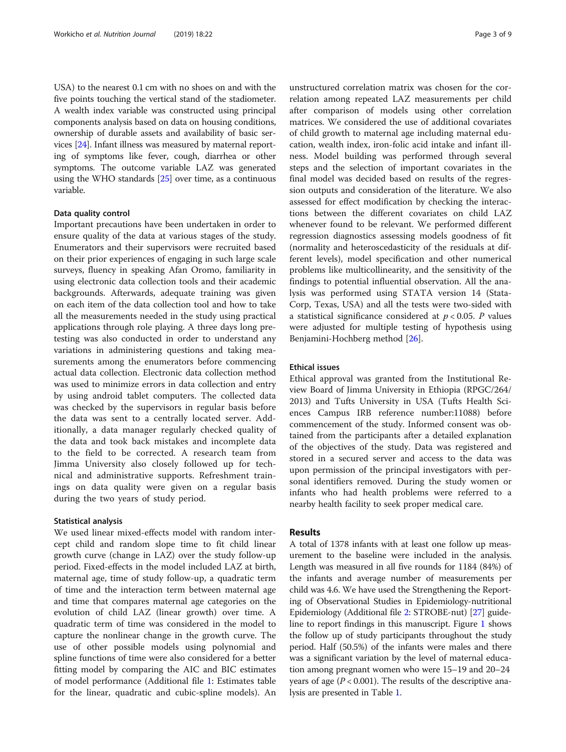USA) to the nearest 0.1 cm with no shoes on and with the five points touching the vertical stand of the stadiometer. A wealth index variable was constructed using principal components analysis based on data on housing conditions, ownership of durable assets and availability of basic services [24]. Infant illness was measured by maternal reporting of symptoms like fever, cough, diarrhea or other symptoms. The outcome variable LAZ was generated using the WHO standards [25] over time, as a continuous variable.

### Data quality control

Important precautions have been undertaken in order to ensure quality of the data at various stages of the study. Enumerators and their supervisors were recruited based on their prior experiences of engaging in such large scale surveys, fluency in speaking Afan Oromo, familiarity in using electronic data collection tools and their academic backgrounds. Afterwards, adequate training was given on each item of the data collection tool and how to take all the measurements needed in the study using practical applications through role playing. A three days long pretesting was also conducted in order to understand any variations in administering questions and taking measurements among the enumerators before commencing actual data collection. Electronic data collection method was used to minimize errors in data collection and entry by using android tablet computers. The collected data was checked by the supervisors in regular basis before the data was sent to a centrally located server. Additionally, a data manager regularly checked quality of the data and took back mistakes and incomplete data to the field to be corrected. A research team from Jimma University also closely followed up for technical and administrative supports. Refreshment trainings on data quality were given on a regular basis during the two years of study period.

### Statistical analysis

We used linear mixed-effects model with random intercept child and random slope time to fit child linear growth curve (change in LAZ) over the study follow-up period. Fixed-effects in the model included LAZ at birth, maternal age, time of study follow-up, a quadratic term of time and the interaction term between maternal age and time that compares maternal age categories on the evolution of child LAZ (linear growth) over time. A quadratic term of time was considered in the model to capture the nonlinear change in the growth curve. The use of other possible models using polynomial and spline functions of time were also considered for a better fitting model by comparing the AIC and BIC estimates of model performance (Additional file 1: Estimates table for the linear, quadratic and cubic-spline models). An unstructured correlation matrix was chosen for the correlation among repeated LAZ measurements per child after comparison of models using other correlation matrices. We considered the use of additional covariates of child growth to maternal age including maternal education, wealth index, iron-folic acid intake and infant illness. Model building was performed through several steps and the selection of important covariates in the final model was decided based on results of the regression outputs and consideration of the literature. We also assessed for effect modification by checking the interactions between the different covariates on child LAZ whenever found to be relevant. We performed different regression diagnostics assessing models goodness of fit (normality and heteroscedasticity of the residuals at different levels), model specification and other numerical problems like multicollinearity, and the sensitivity of the findings to potential influential observation. All the analysis was performed using STATA version 14 (StataCorp, Texas, USA) and all the tests were two-sided with a statistical significance considered at $p < 0.05$. *P* values were adjusted for multiple testing of hypothesis using Benjamini-Hochberg method [26].

### Ethical issues

Ethical approval was granted from the Institutional Review Board of Jimma University in Ethiopia (RPGC/264/2013) and Tufts University in USA (Tufts Health Sciences Campus IRB reference number:11088) before commencement of the study. Informed consent was obtained from the participants after a detailed explanation of the objectives of the study. Data was registered and stored in a secured server and access to the data was upon permission of the principal investigators with personal identifiers removed. During the study women or infants who had health problems were referred to a nearby health facility to seek proper medical care.

## Results

A total of 1378 infants with at least one follow up measurement to the baseline were included in the analysis. Length was measured in all five rounds for 1184 (84%) of the infants and average number of measurements per child was 4.6. We have used the Strengthening the Reporting of Observational Studies in Epidemiology-nutritional Epidemiology (Additional file 2: STROBE-nut) [27] guideline to report findings in this manuscript. Figure 1 shows the follow up of study participants throughout the study period. Half (50.5%) of the infants were males and there was a significant variation by the level of maternal education among pregnant women who were 15–19 and 20–24 years of age ($P < 0.001$). The results of the descriptive analysis are presented in Table 1.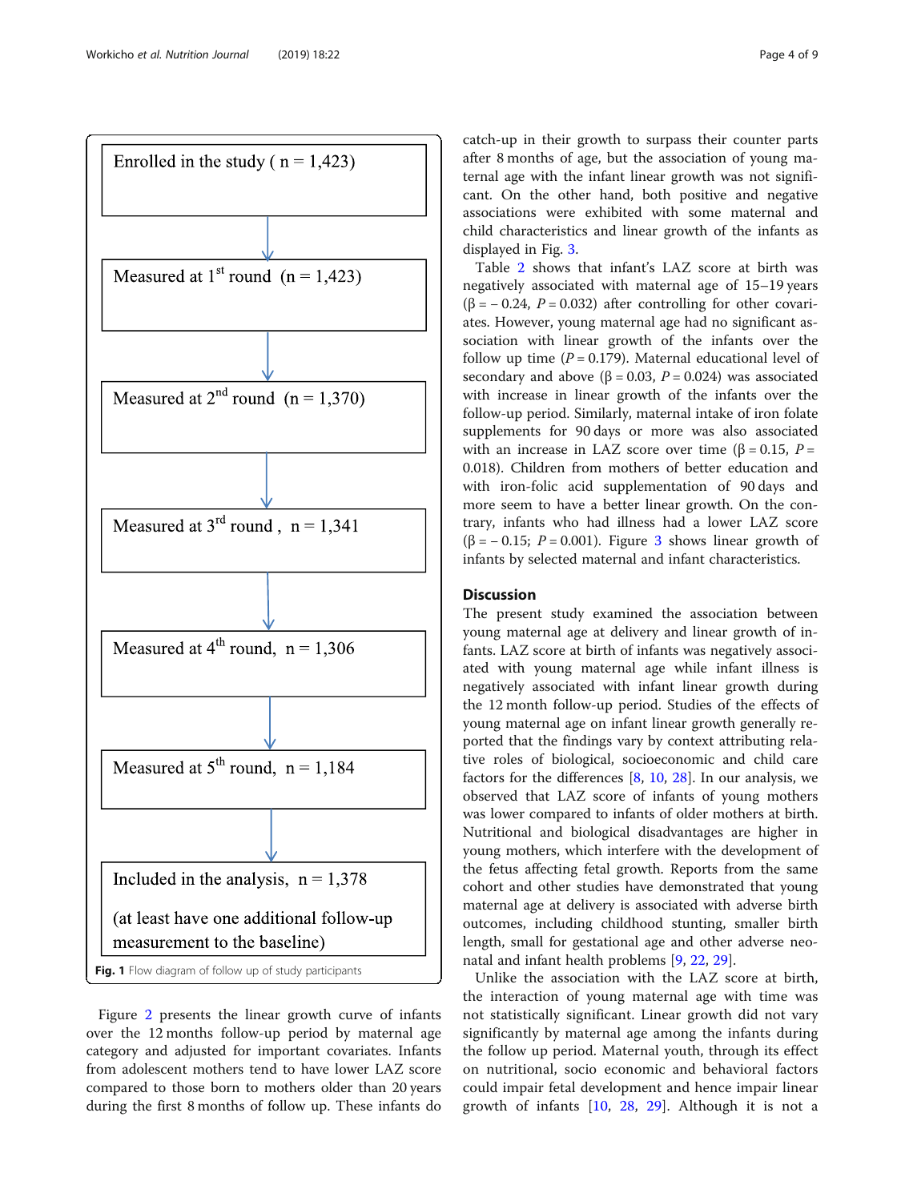Enrolled in the study ( n = 1,423)

↓

Measured at 1st round (n = 1,423)

↓

Measured at 2nd round (n = 1,370)

↓

Measured at 3rd round , n = 1,341

↓

Measured at 4th round, n = 1,306

↓

Measured at 5th round, n = 1,184

↓

Included in the analysis, n = 1,378

(at least have one additional follow-up measurement to the baseline)

**Fig. 1** Flow diagram of follow up of study participants

Figure 2 presents the linear growth curve of infants over the 12 months follow-up period by maternal age category and adjusted for important covariates. Infants from adolescent mothers tend to have lower LAZ score compared to those born to mothers older than 20 years during the first 8 months of follow up. These infants do catch-up in their growth to surpass their counter parts after 8 months of age, but the association of young maternal age with the infant linear growth was not significant. On the other hand, both positive and negative associations were exhibited with some maternal and child characteristics and linear growth of the infants as displayed in Fig. 3.

Table 2 shows that infant's LAZ score at birth was negatively associated with maternal age of 15–19 years ($\beta = -0.24$, $P = 0.032$) after controlling for other covariates. However, young maternal age had no significant association with linear growth of the infants over the follow up time ($P = 0.179$). Maternal educational level of secondary and above ($\beta = 0.03$, $P = 0.024$) was associated with increase in linear growth of the infants over the follow-up period. Similarly, maternal intake of iron folate supplements for 90 days or more was also associated with an increase in LAZ score over time ($\beta = 0.15$, $P = 0.018$). Children from mothers of better education and with iron-folic acid supplementation of 90 days and more seem to have a better linear growth. On the contrary, infants who had illness had a lower LAZ score ($\beta = -0.15$; $P = 0.001$). Figure 3 shows linear growth of infants by selected maternal and infant characteristics.

## Discussion

The present study examined the association between young maternal age at delivery and linear growth of infants. LAZ score at birth of infants was negatively associated with young maternal age while infant illness is negatively associated with infant linear growth during the 12 month follow-up period. Studies of the effects of young maternal age on infant linear growth generally reported that the findings vary by context attributing relative roles of biological, socioeconomic and child care factors for the differences [8, 10, 28]. In our analysis, we observed that LAZ score of infants of young mothers was lower compared to infants of older mothers at birth. Nutritional and biological disadvantages are higher in young mothers, which interfere with the development of the fetus affecting fetal growth. Reports from the same cohort and other studies have demonstrated that young maternal age at delivery is associated with adverse birth outcomes, including childhood stunting, smaller birth length, small for gestational age and other adverse neonatal and infant health problems [9, 22, 29].

Unlike the association with the LAZ score at birth, the interaction of young maternal age with time was not statistically significant. Linear growth did not vary significantly by maternal age among the infants during the follow up period. Maternal youth, through its effect on nutritional, socio economic and behavioral factors could impair fetal development and hence impair linear growth of infants [10, 28, 29]. Although it is not a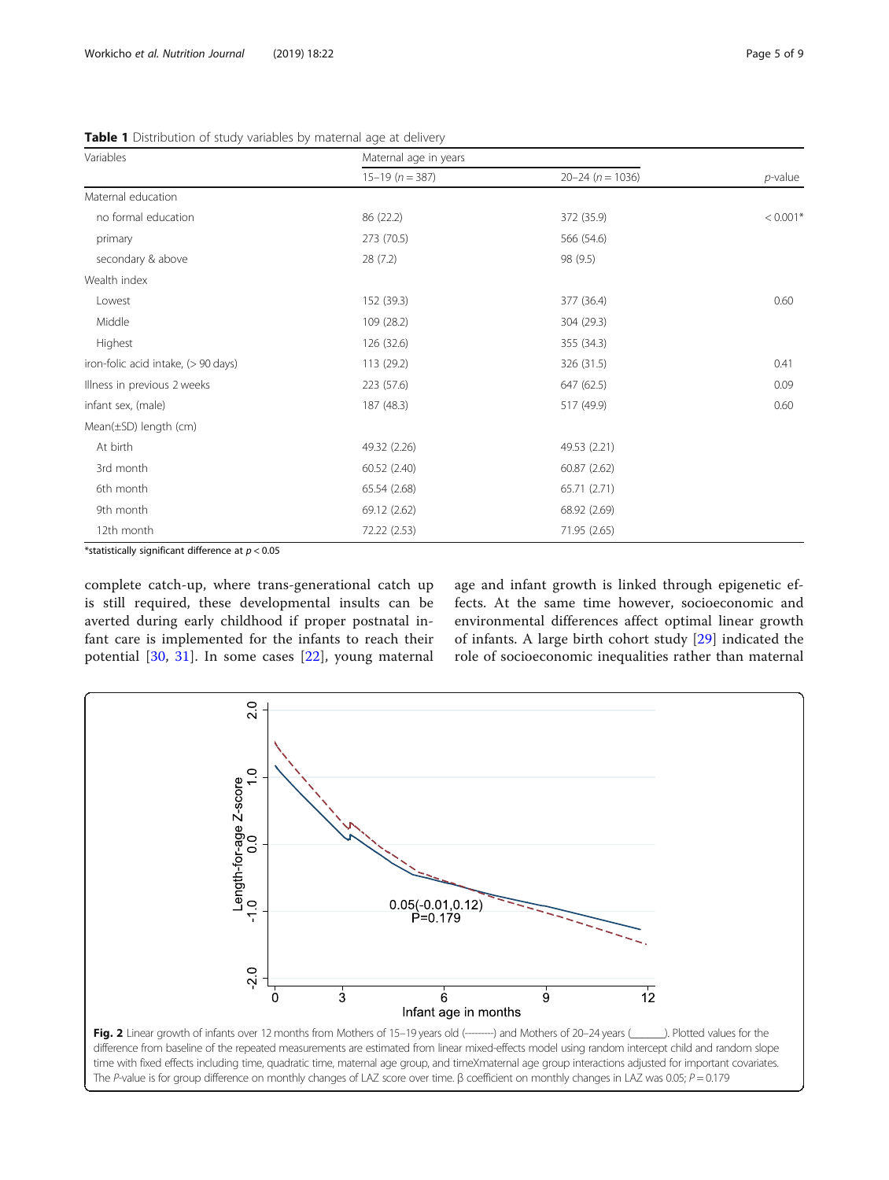**Table 1** Distribution of study variables by maternal age at delivery

| Variables | Maternal age in years | | |
|---|---|---|---|
| | 15–19 (*n* = 387) | 20–24 (*n* = 1036) | *p*-value |
| Maternal education | | | |
| no formal education | 86 (22.2) | 372 (35.9) | < 0.001* |
| primary | 273 (70.5) | 566 (54.6) | |
| secondary & above | 28 (7.2) | 98 (9.5) | |
| Wealth index | | | |
| Lowest | 152 (39.3) | 377 (36.4) | 0.60 |
| Middle | 109 (28.2) | 304 (29.3) | |
| Highest | 126 (32.6) | 355 (34.3) | |
| iron-folic acid intake, (> 90 days) | 113 (29.2) | 326 (31.5) | 0.41 |
| Illness in previous 2 weeks | 223 (57.6) | 647 (62.5) | 0.09 |
| infant sex, (male) | 187 (48.3) | 517 (49.9) | 0.60 |
| Mean(±SD) length (cm) | | | |
| At birth | 49.32 (2.26) | 49.53 (2.21) | |
| 3rd month | 60.52 (2.40) | 60.87 (2.62) | |
| 6th month | 65.54 (2.68) | 65.71 (2.71) | |
| 9th month | 69.12 (2.62) | 68.92 (2.69) | |
| 12th month | 72.22 (2.53) | 71.95 (2.65) | |

*statistically significant difference at $p < 0.05$

complete catch-up, where trans-generational catch up is still required, these developmental insults can be averted during early childhood if proper postnatal infant care is implemented for the infants to reach their potential [30, 31]. In some cases [22], young maternal age and infant growth is linked through epigenetic effects. At the same time however, socioeconomic and environmental differences affect optimal linear growth of infants. A large birth cohort study [29] indicated the role of socioeconomic inequalities rather than maternal

**Fig. 2** Linear growth of infants over 12 months from Mothers of 15–19 years old (---------) and Mothers of 20–24 years (_______). Plotted values for the difference from baseline of the repeated measurements are estimated from linear mixed-effects model using random intercept child and random slope time with fixed effects including time, quadratic time, maternal age group, and timeXmaternal age group interactions adjusted for important covariates. The *P*-value is for group difference on monthly changes of LAZ score over time. β coefficient on monthly changes in LAZ was 0.05; $P = 0.179$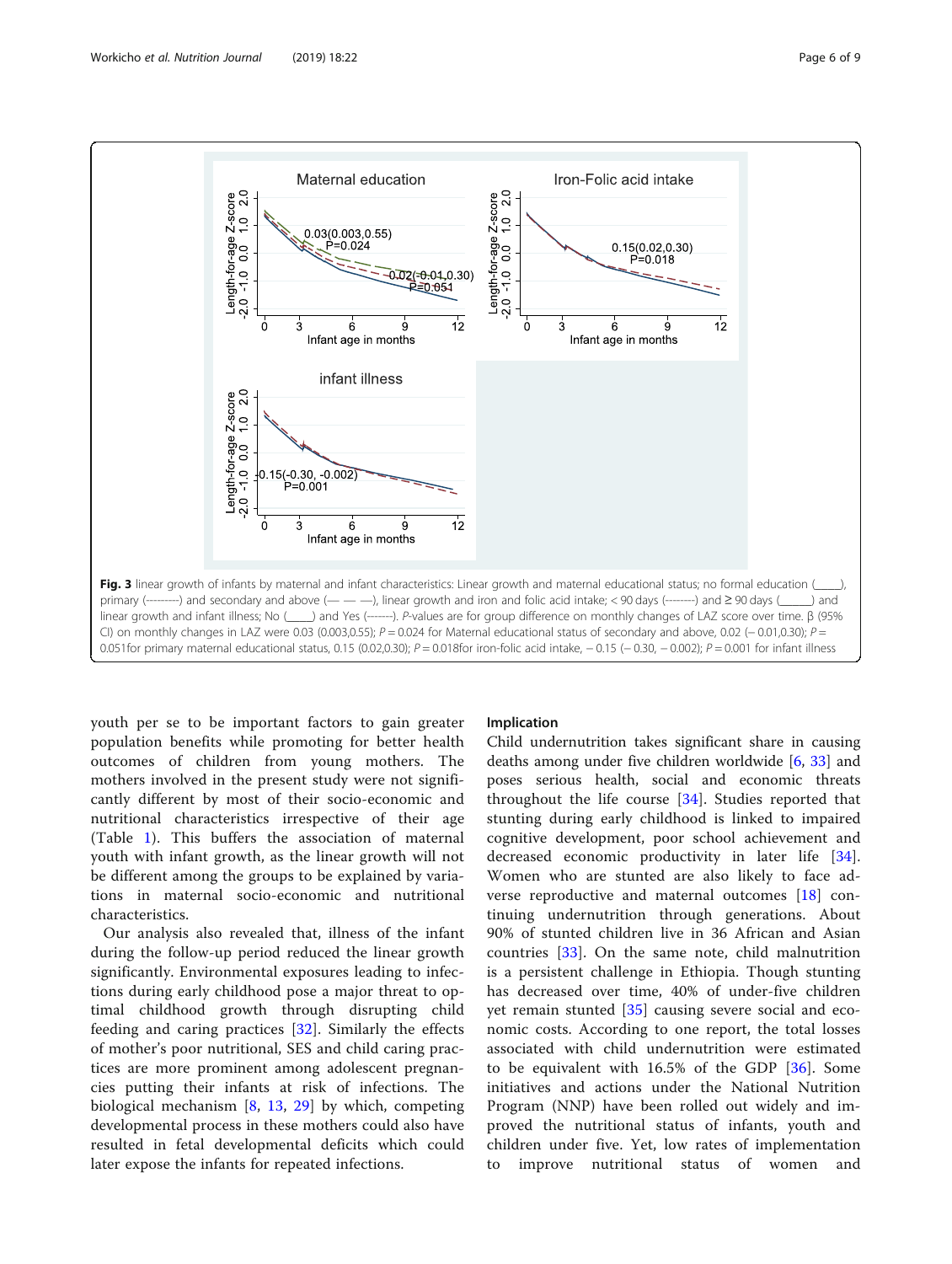**Fig. 3** linear growth of infants by maternal and infant characteristics: Linear growth and maternal educational status; no formal education (____), primary (---------) and secondary and above (— — —), linear growth and iron and folic acid intake; < 90 days (--------) and ≥ 90 days (______) and linear growth and infant illness; No (____) and Yes (-------). *P*-values are for group difference on monthly changes of LAZ score over time. β (95% CI) on monthly changes in LAZ were 0.03 (0.003,0.55); $P = 0.024$ for Maternal educational status of secondary and above, 0.02 (− 0.01,0.30); $P = 0.051$for primary maternal educational status, 0.15 (0.02,0.30); $P = 0.018$for iron-folic acid intake, − 0.15 (− 0.30, − 0.002); $P = 0.001$ for infant illness

youth per se to be important factors to gain greater population benefits while promoting for better health outcomes of children from young mothers. The mothers involved in the present study were not significantly different by most of their socio-economic and nutritional characteristics irrespective of their age (Table 1). This buffers the association of maternal youth with infant growth, as the linear growth will not be different among the groups to be explained by variations in maternal socio-economic and nutritional characteristics.

Our analysis also revealed that, illness of the infant during the follow-up period reduced the linear growth significantly. Environmental exposures leading to infections during early childhood pose a major threat to optimal childhood growth through disrupting child feeding and caring practices [32]. Similarly the effects of mother's poor nutritional, SES and child caring practices are more prominent among adolescent pregnancies putting their infants at risk of infections. The biological mechanism [8, 13, 29] by which, competing developmental process in these mothers could also have resulted in fetal developmental deficits which could later expose the infants for repeated infections.

#### Implication

Child undernutrition takes significant share in causing deaths among under five children worldwide [6, 33] and poses serious health, social and economic threats throughout the life course [34]. Studies reported that stunting during early childhood is linked to impaired cognitive development, poor school achievement and decreased economic productivity in later life [34]. Women who are stunted are also likely to face adverse reproductive and maternal outcomes [18] continuing undernutrition through generations. About 90% of stunted children live in 36 African and Asian countries [33]. On the same note, child malnutrition is a persistent challenge in Ethiopia. Though stunting has decreased over time, 40% of under-five children yet remain stunted [35] causing severe social and economic costs. According to one report, the total losses associated with child undernutrition were estimated to be equivalent with 16.5% of the GDP [36]. Some initiatives and actions under the National Nutrition Program (NNP) have been rolled out widely and improved the nutritional status of infants, youth and children under five. Yet, low rates of implementation to improve nutritional status of women and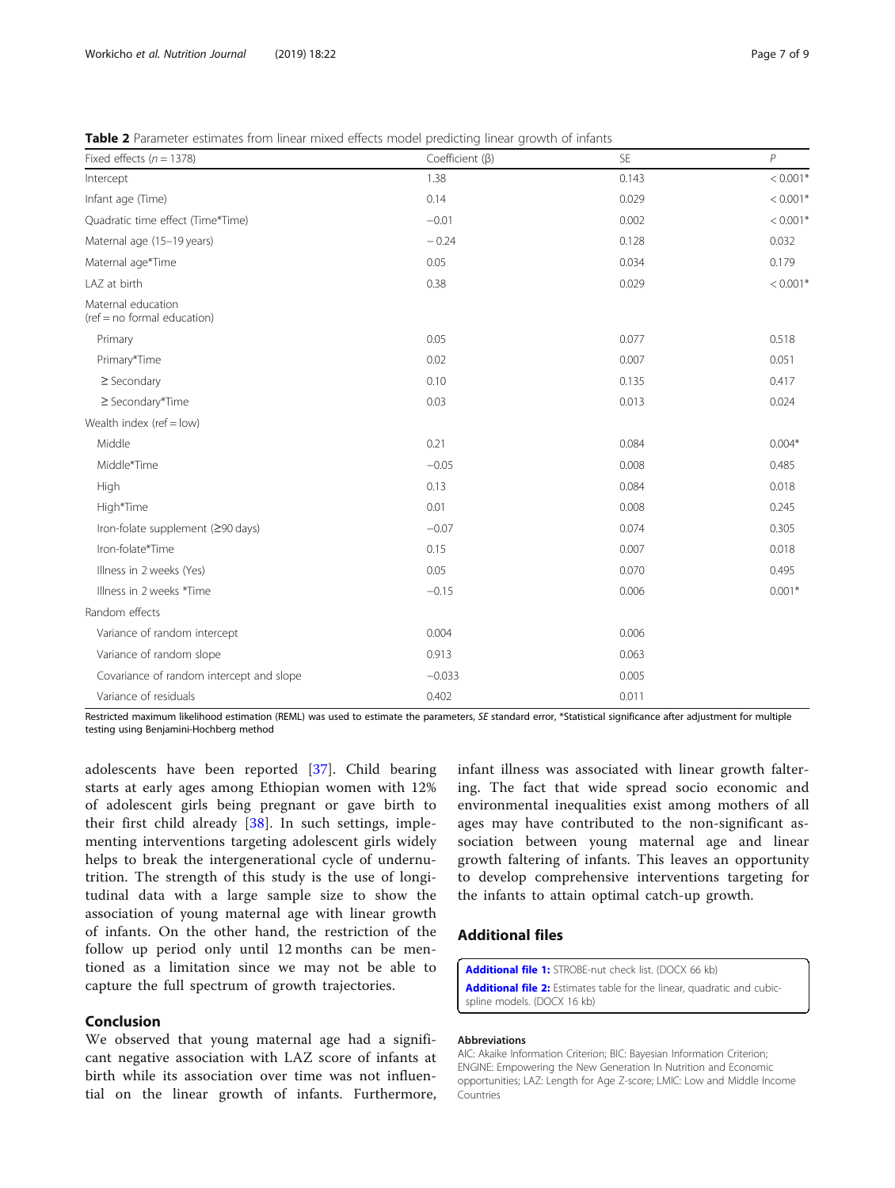**Table 2** Parameter estimates from linear mixed effects model predicting linear growth of infants

| Fixed effects ($n = 1378$) | Coefficient (β) | SE | $P$ |
|---|---|---|---|
| Intercept | 1.38 | 0.143 | < 0.001* |
| Infant age (Time) | 0.14 | 0.029 | < 0.001* |
| Quadratic time effect (Time*Time) | −0.01 | 0.002 | < 0.001* |
| Maternal age (15–19 years) | − 0.24 | 0.128 | 0.032 |
| Maternal age*Time | 0.05 | 0.034 | 0.179 |
| LAZ at birth | 0.38 | 0.029 | < 0.001* |
| Maternal education (ref = no formal education) | | | |
| Primary | 0.05 | 0.077 | 0.518 |
| Primary*Time | 0.02 | 0.007 | 0.051 |
| ≥ Secondary | 0.10 | 0.135 | 0.417 |
| ≥ Secondary*Time | 0.03 | 0.013 | 0.024 |
| Wealth index (ref = low) | | | |
| Middle | 0.21 | 0.084 | 0.004* |
| Middle*Time | −0.05 | 0.008 | 0.485 |
| High | 0.13 | 0.084 | 0.018 |
| High*Time | 0.01 | 0.008 | 0.245 |
| Iron-folate supplement (≥90 days) | −0.07 | 0.074 | 0.305 |
| Iron-folate*Time | 0.15 | 0.007 | 0.018 |
| Illness in 2 weeks (Yes) | 0.05 | 0.070 | 0.495 |
| Illness in 2 weeks *Time | −0.15 | 0.006 | 0.001* |
| Random effects | | | |
| Variance of random intercept | 0.004 | 0.006 | |
| Variance of random slope | 0.913 | 0.063 | |
| Covariance of random intercept and slope | −0.033 | 0.005 | |
| Variance of residuals | 0.402 | 0.011 | |

Restricted maximum likelihood estimation (REML) was used to estimate the parameters, *SE* standard error, *Statistical significance after adjustment for multiple testing using Benjamini-Hochberg method

adolescents have been reported [37]. Child bearing starts at early ages among Ethiopian women with 12% of adolescent girls being pregnant or gave birth to their first child already [38]. In such settings, implementing interventions targeting adolescent girls widely helps to break the intergenerational cycle of undernutrition. The strength of this study is the use of longitudinal data with a large sample size to show the association of young maternal age with linear growth of infants. On the other hand, the restriction of the follow up period only until 12 months can be mentioned as a limitation since we may not be able to capture the full spectrum of growth trajectories.

## Conclusion

We observed that young maternal age had a significant negative association with LAZ score of infants at birth while its association over time was not influential on the linear growth of infants. Furthermore, infant illness was associated with linear growth faltering. The fact that wide spread socio economic and environmental inequalities exist among mothers of all ages may have contributed to the non-significant association between young maternal age and linear growth faltering of infants. This leaves an opportunity to develop comprehensive interventions targeting for the infants to attain optimal catch-up growth.

## Additional files

**Additional file 1:** STROBE-nut check list. (DOCX 66 kb)

**Additional file 2:** Estimates table for the linear, quadratic and cubic-spline models. (DOCX 16 kb)

### Abbreviations

AIC: Akaike Information Criterion; BIC: Bayesian Information Criterion; ENGINE: Empowering the New Generation In Nutrition and Economic opportunities; LAZ: Length for Age Z-score; LMIC: Low and Middle Income Countries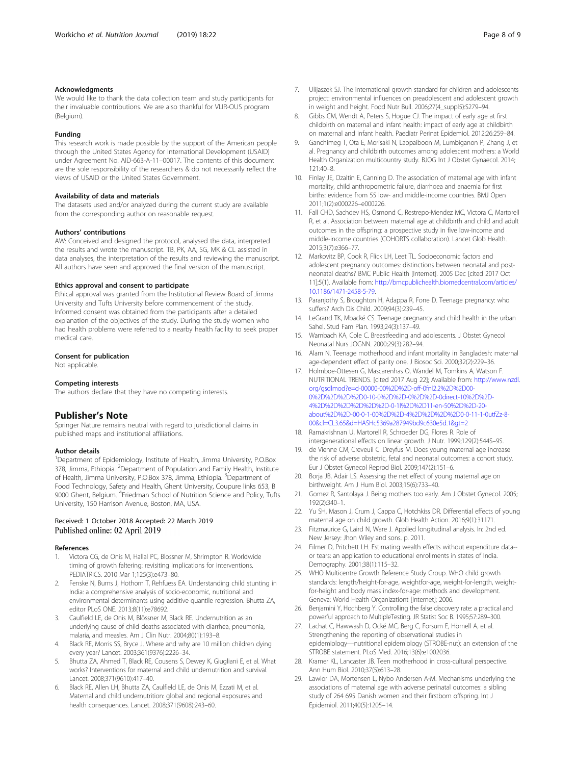### Acknowledgments

We would like to thank the data collection team and study participants for their invaluable contributions. We are also thankful for VLIR-OUS program (Belgium).

### Funding

This research work is made possible by the support of the American people through the United States Agency for International Development (USAID) under Agreement No. AID-663-A-11–00017. The contents of this document are the sole responsibility of the researchers & do not necessarily reflect the views of USAID or the United States Government.

### Availability of data and materials

The datasets used and/or analyzed during the current study are available from the corresponding author on reasonable request.

### Authors' contributions

AW: Conceived and designed the protocol, analysed the data, interpreted the results and wrote the manuscript. TB, PK, AA, SG, MK & CL assisted in data analyses, the interpretation of the results and reviewing the manuscript. All authors have seen and approved the final version of the manuscript.

### Ethics approval and consent to participate

Ethical approval was granted from the Institutional Review Board of Jimma University and Tufts University before commencement of the study. Informed consent was obtained from the participants after a detailed explanation of the objectives of the study. During the study women who had health problems were referred to a nearby health facility to seek proper medical care.

### Consent for publication

Not applicable.

### Competing interests

The authors declare that they have no competing interests.

## Publisher's Note

Springer Nature remains neutral with regard to jurisdictional claims in published maps and institutional affiliations.

### Author details

[1]Department of Epidemiology, Institute of Health, Jimma University, P.O.Box 378, Jimma, Ethiopia. [2]Department of Population and Family Health, Institute of Health, Jimma University, P.O.Box 378, Jimma, Ethiopia. [3]Department of Food Technology, Safety and Health, Ghent University, Coupure links 653, B 9000 Ghent, Belgium. [4]Friedman School of Nutrition Science and Policy, Tufts University, 150 Harrison Avenue, Boston, MA, USA.

Received: 1 October 2018 Accepted: 22 March 2019
Published online: 02 April 2019

### References

1. Victora CG, de Onis M, Hallal PC, Blossner M, Shrimpton R. Worldwide timing of growth faltering: revisiting implications for interventions. PEDIATRICS. 2010 Mar 1;125(3):e473–80.
2. Fenske N, Burns J, Hothorn T, Rehfuess EA. Understanding child stunting in India: a comprehensive analysis of socio-economic, nutritional and environmental determinants using additive quantile regression. Bhutta ZA, editor PLoS ONE. 2013;8(11):e78692.
3. Caulfield LE, de Onis M, Blössner M, Black RE. Undernutrition as an underlying cause of child deaths associated with diarrhea, pneumonia, malaria, and measles. Am J Clin Nutr. 2004;80(1):193–8.
4. Black RE, Morris SS, Bryce J. Where and why are 10 million children dying every year? Lancet. 2003;361(9376):2226–34.
5. Bhutta ZA, Ahmed T, Black RE, Cousens S, Dewey K, Giugliani E, et al. What works? Interventions for maternal and child undernutrition and survival. Lancet. 2008;371(9610):417–40.
6. Black RE, Allen LH, Bhutta ZA, Caulfield LE, de Onis M, Ezzati M, et al. Maternal and child undernutrition: global and regional exposures and health consequences. Lancet. 2008;371(9608):243–60.
7. Ulijaszek SJ. The international growth standard for children and adolescents project: environmental influences on preadolescent and adolescent growth in weight and height. Food Nutr Bull. 2006;27(4_suppl5):S279–94.
8. Gibbs CM, Wendt A, Peters S, Hogue CJ. The impact of early age at first childbirth on maternal and infant health: impact of early age at childbirth on maternal and infant health. Paediatr Perinat Epidemiol. 2012;26:259–84.
9. Ganchimeg T, Ota E, Morisaki N, Laopaiboon M, Lumbiganon P, Zhang J, et al. Pregnancy and childbirth outcomes among adolescent mothers: a World Health Organization multicountry study. BJOG Int J Obstet Gynaecol. 2014; 121:40–8.
10. Finlay JE, Ozaltin E, Canning D. The association of maternal age with infant mortality, child anthropometric failure, diarrhoea and anaemia for first births: evidence from 55 low- and middle-income countries. BMJ Open 2011;1(2):e000226–e000226.
11. Fall CHD, Sachdev HS, Osmond C, Restrepo-Mendez MC, Victora C, Martorell R, et al. Association between maternal age at childbirth and child and adult outcomes in the offspring: a prospective study in five low-income and middle-income countries (COHORTS collaboration). Lancet Glob Health. 2015;3(7):e366–77.
12. Markovitz BP, Cook R, Flick LH, Leet TL. Socioeconomic factors and adolescent pregnancy outcomes: distinctions between neonatal and post-neonatal deaths? BMC Public Health [Internet]. 2005 Dec [cited 2017 Oct 11];5(1). Available from: http://bmcpublichealth.biomedcentral.com/articles/10.1186/1471-2458-5-79.
13. Paranjothy S, Broughton H, Adappa R, Fone D. Teenage pregnancy: who suffers? Arch Dis Child. 2009;94(3):239–45.
14. LeGrand TK, Mbacké CS. Teenage pregnancy and child health in the urban Sahel. Stud Fam Plan. 1993;24(3):137–49.
15. Wambach KA, Cole C. Breastfeeding and adolescents. J Obstet Gynecol Neonatal Nurs JOGNN. 2000;29(3):282–94.
16. Alam N. Teenage motherhood and infant mortality in Bangladesh: maternal age-dependent effect of parity one. J Biosoc Sci. 2000;32(2):229–36.
17. Holmboe-Ottesen G, Mascarenhas O, Wandel M, Tomkins A, Watson F. NUTRITIONAL TRENDS. [cited 2017 Aug 22]; Available from: http://www.nzdl.org/gsdlmod?e=d-00000-00%2D%2D-off-0fnl2.2%2D%2D00-0%2D%2D%2D%2D0-10-0%2D%2D-0%2D%2D-0direct-10%2D%2D-4%2D%2D%2D%2D%2D%2D-0-1l%2D%2D11-en-50%2D%2D-20-about%2D%2D-00-0-1-00%2D%2D-4%2D%2D%2D%2D0-11-1-0utfZz-8-00&cl=CL3.65&d=HASHc5369a287949bd9c630e5d.1&gt=2
18. Ramakrishnan U, Martorell R, Schroeder DG, Flores R. Role of intergenerational effects on linear growth. J Nutr. 1999;129(2):544S–9S.
19. de Vienne CM, Creveuil C. Dreyfus M. Does young maternal age increase the risk of adverse obstetric, fetal and neonatal outcomes: a cohort study. Eur J Obstet Gynecol Reprod Biol. 2009;147(2):151–6.
20. Borja JB, Adair LS. Assessing the net effect of young maternal age on birthweight. Am J Hum Biol. 2003;15(6):733–40.
21. Gomez R, Santolaya J. Being mothers too early. Am J Obstet Gynecol. 2005; 192(2):340–1.
22. Yu SH, Mason J, Crum J, Cappa C, Hotchkiss DR. Differential effects of young maternal age on child growth. Glob Health Action. 2016;9(1):31171.
23. Fitzmaurice G, Laird N, Ware J. Applied longitudinal analysis. In: 2nd ed. New Jersey: Jhon Wiley and sons. p. 2011.
24. Filmer D, Pritchett LH. Estimating wealth effects without expenditure data-- or tears: an application to educational enrollments in states of India. Demography. 2001;38(1):115–32.
25. WHO Multicentre Growth Reference Study Group. WHO child growth standards: length/height-for-age, weightfor-age, weight-for-length, weight-for-height and body mass index-for-age: methods and development. Geneva: World Health Organizationt [Internet]; 2006.
26. Benjamini Y, Hochberg Y. Controlling the false discovery rate: a practical and powerful approach to MultipleTesting. JR Statist Soc B. 1995;57:289–300.
27. Lachat C, Hawwash D, Ocké MC, Berg C, Forsum E, Hörnell A, et al. Strengthening the reporting of observational studies in epidemiology—nutritional epidemiology (STROBE-nut): an extension of the STROBE statement. PLoS Med. 2016;13(6):e1002036.
28. Kramer KL, Lancaster JB. Teen motherhood in cross-cultural perspective. Ann Hum Biol. 2010;37(5):613–28.
29. Lawlor DA, Mortensen L, Nybo Andersen A-M. Mechanisms underlying the associations of maternal age with adverse perinatal outcomes: a sibling study of 264 695 Danish women and their firstborn offspring. Int J Epidemiol. 2011;40(5):1205–14.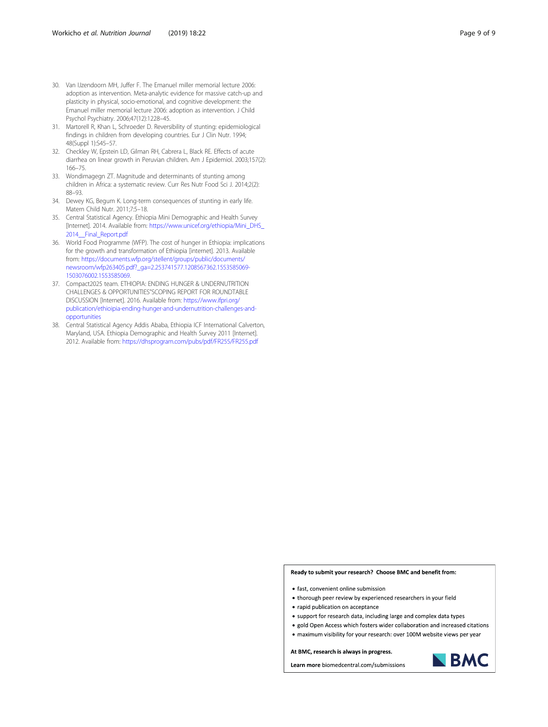30. Van IJzendoorn MH, Juffer F. The Emanuel miller memorial lecture 2006: adoption as intervention. Meta-analytic evidence for massive catch-up and plasticity in physical, socio-emotional, and cognitive development: the Emanuel miller memorial lecture 2006: adoption as intervention. J Child Psychol Psychiatry. 2006;47(12):1228–45.
31. Martorell R, Khan L, Schroeder D. Reversibility of stunting: epidemiological findings in children from developing countries. Eur J Clin Nutr. 1994; 48(Suppl 1):S45–57.
32. Checkley W, Epstein LD, Gilman RH, Cabrera L, Black RE. Effects of acute diarrhea on linear growth in Peruvian children. Am J Epidemiol. 2003;157(2): 166–75.
33. Wondimagegn ZT. Magnitude and determinants of stunting among children in Africa: a systematic review. Curr Res Nutr Food Sci J. 2014;2(2): 88–93.
34. Dewey KG, Begum K. Long-term consequences of stunting in early life. Matern Child Nutr. 2011;7:5–18.
35. Central Statistical Agency. Ethiopia Mini Demographic and Health Survey [Internet]. 2014. Available from: https://www.unicef.org/ethiopia/Mini_DHS_2014__Final_Report.pdf
36. World Food Programme (WFP). The cost of hunger in Ethiopia: implications for the growth and transformation of Ethiopia [internet]. 2013. Available from: https://documents.wfp.org/stellent/groups/public/documents/newsroom/wfp263405.pdf?_ga=2.253741577.1208567362.1553585069-1503076002.1553585069.
37. Compact2025 team. ETHIOPIA: ENDING HUNGER & UNDERNUTRITION CHALLENGES & OPPORTUNITIES"SCOPING REPORT FOR ROUNDTABLE DISCUSSION [Internet]. 2016. Available from: https://www.ifpri.org/publication/ethioipia-ending-hunger-and-undernutrition-challenges-and-opportunities
38. Central Statistical Agency Addis Ababa, Ethiopia ICF International Calverton, Maryland, USA. Ethiopia Demographic and Health Survey 2011 [Internet]. 2012. Available from: https://dhsprogram.com/pubs/pdf/FR255/FR255.pdf

**Ready to submit your research? Choose BMC and benefit from:**

- fast, convenient online submission
- thorough peer review by experienced researchers in your field
- rapid publication on acceptance
- support for research data, including large and complex data types
- gold Open Access which fosters wider collaboration and increased citations
- maximum visibility for your research: over 100M website views per year

**At BMC, research is always in progress.**

**Learn more** biomedcentral.com/submissions

BMC